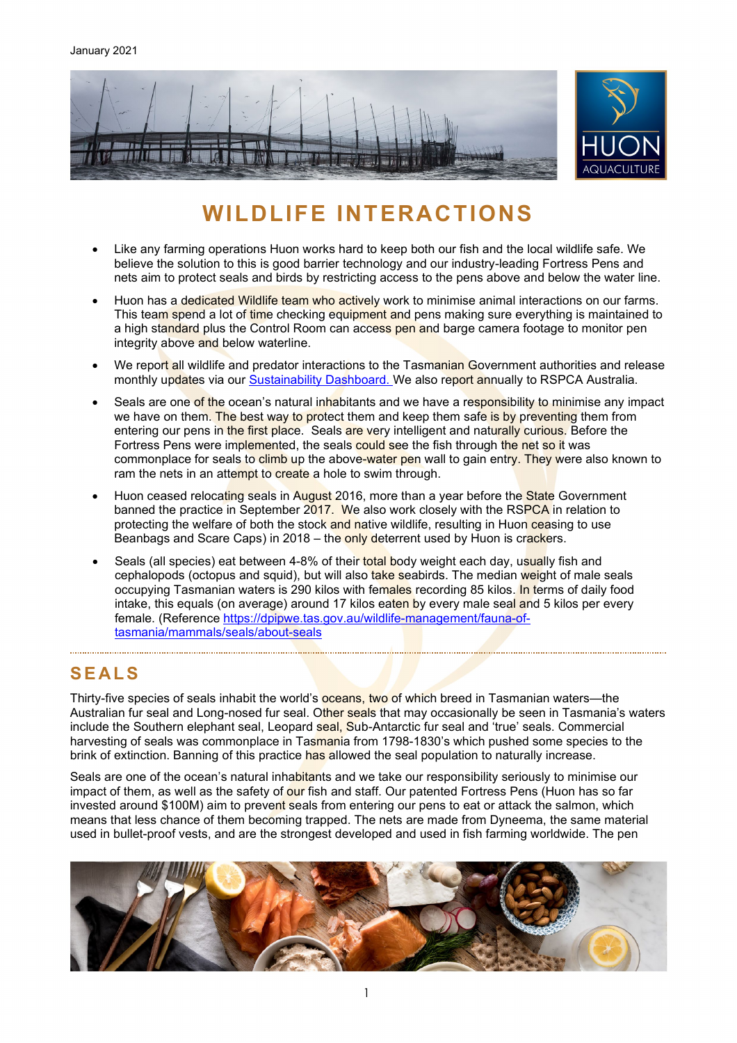January 2021

# WILDLIFE INTERACTIONS

- Like any farming operations Huon works hard to keep both our fish and the local wildlife safe. We believe the solution to this is good barrier technology and our industry-leading Fortress Pens and nets aim to protect seals and birds by restricting access to the pens above and below the water line.
- Huon has a dedicated Wildlife team who actively work to minimise animal interactions on our farms. This team spend a lot of time checking equipment and pens making sure everything is maintained to a high standard plus the Control Room can access pen and barge camera footage to monitor pen integrity above and below waterline.
- We report all wildlife and predator interactions to the Tasmanian Government authorities and release monthly updates via our [Sustainability Dashboard.](#) We also report annually to RSPCA Australia.
- Seals are one of the ocean's natural inhabitants and we have a responsibility to minimise any impact we have on them. The best way to protect them and keep them safe is by preventing them from entering our pens in the first place. Seals are very intelligent and naturally curious. Before the Fortress Pens were implemented, the seals could see the fish through the net so it was commonplace for seals to climb up the above-water pen wall to gain entry. They were also known to ram the nets in an attempt to create a hole to swim through.
- Huon ceased relocating seals in August 2016, more than a year before the State Government banned the practice in September 2017. We also work closely with the RSPCA in relation to protecting the welfare of both the stock and native wildlife, resulting in Huon ceasing to use Beanbags and Scare Caps) in 2018 – the only deterrent used by Huon is crackers.
- Seals (all species) eat between 4-8% of their total body weight each day, usually fish and cephalopods (octopus and squid), but will also take seabirds. The median weight of male seals occupying Tasmanian waters is 290 kilos with females recording 85 kilos. In terms of daily food intake, this equals (on average) around 17 kilos eaten by every male seal and 5 kilos per every female. (Reference [https://dpipwe.tas.gov.au/wildlife-management/fauna-of-tasmania/mammals/seals/about-seals](https://dpipwe.tas.gov.au/wildlife-management/fauna-of-tasmania/mammals/seals/about-seals)

## SEALS

Thirty-five species of seals inhabit the world's oceans, two of which breed in Tasmanian waters—the Australian fur seal and Long-nosed fur seal. Other seals that may occasionally be seen in Tasmania's waters include the Southern elephant seal, Leopard seal, Sub-Antarctic fur seal and 'true' seals. Commercial harvesting of seals was commonplace in Tasmania from 1798-1830's which pushed some species to the brink of extinction. Banning of this practice has allowed the seal population to naturally increase.

Seals are one of the ocean's natural inhabitants and we take our responsibility seriously to minimise our impact of them, as well as the safety of our fish and staff. Our patented Fortress Pens (Huon has so far invested around $100M) aim to prevent seals from entering our pens to eat or attack the salmon, which means that less chance of them becoming trapped. The nets are made from Dyneema, the same material used in bullet-proof vests, and are the strongest developed and used in fish farming worldwide. The pen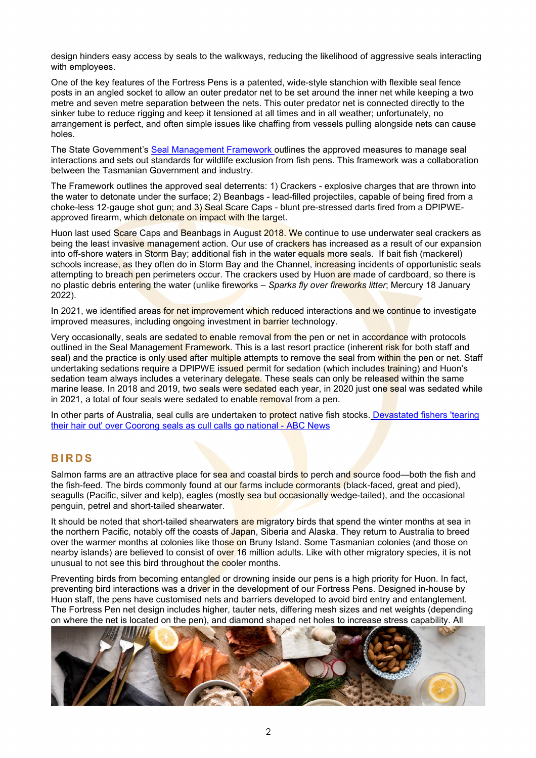design hinders easy access by seals to the walkways, reducing the likelihood of aggressive seals interacting with employees.

One of the key features of the Fortress Pens is a patented, wide-style stanchion with flexible seal fence posts in an angled socket to allow an outer predator net to be set around the inner net while keeping a two metre and seven metre separation between the nets. This outer predator net is connected directly to the sinker tube to reduce rigging and keep it tensioned at all times and in all weather; unfortunately, no arrangement is perfect, and often simple issues like chaffing from vessels pulling alongside nets can cause holes.

The State Government's [Seal Management Framework](#) outlines the approved measures to manage seal interactions and sets out standards for wildlife exclusion from fish pens. This framework was a collaboration between the Tasmanian Government and industry.

The Framework outlines the approved seal deterrents: 1) Crackers - explosive charges that are thrown into the water to detonate under the surface; 2) Beanbags - lead-filled projectiles, capable of being fired from a choke-less 12-gauge shot gun; and 3) Seal Scare Caps - blunt pre-stressed darts fired from a DPIPWE-approved firearm, which detonate on impact with the target.

Huon last used Scare Caps and Beanbags in August 2018. We continue to use underwater seal crackers as being the least invasive management action. Our use of crackers has increased as a result of our expansion into off-shore waters in Storm Bay; additional fish in the water equals more seals. If bait fish (mackerel) schools increase, as they often do in Storm Bay and the Channel, increasing incidents of opportunistic seals attempting to breach pen perimeters occur. The crackers used by Huon are made of cardboard, so there is no plastic debris entering the water (unlike fireworks – *Sparks fly over fireworks litter*; Mercury 18 January 2022).

In 2021, we identified areas for net improvement which reduced interactions and we continue to investigate improved measures, including ongoing investment in barrier technology.

Very occasionally, seals are sedated to enable removal from the pen or net in accordance with protocols outlined in the Seal Management Framework. This is a last resort practice (inherent risk for both staff and seal) and the practice is only used after multiple attempts to remove the seal from within the pen or net. Staff undertaking sedations require a DPIPWE issued permit for sedation (which includes training) and Huon's sedation team always includes a veterinary delegate. These seals can only be released within the same marine lease. In 2018 and 2019, two seals were sedated each year, in 2020 just one seal was sedated while in 2021, a total of four seals were sedated to enable removal from a pen.

In other parts of Australia, seal culls are undertaken to protect native fish stocks. [Devastated fishers 'tearing their hair out' over Coorong seals as cull calls go national - ABC News](#)

## BIRDS

Salmon farms are an attractive place for sea and coastal birds to perch and source food—both the fish and the fish-feed. The birds commonly found at our farms include cormorants (black-faced, great and pied), seagulls (Pacific, silver and kelp), eagles (mostly sea but occasionally wedge-tailed), and the occasional penguin, petrel and short-tailed shearwater.

It should be noted that short-tailed shearwaters are migratory birds that spend the winter months at sea in the northern Pacific, notably off the coasts of Japan, Siberia and Alaska. They return to Australia to breed over the warmer months at colonies like those on Bruny Island. Some Tasmanian colonies (and those on nearby islands) are believed to consist of over 16 million adults. Like with other migratory species, it is not unusual to not see this bird throughout the cooler months.

Preventing birds from becoming entangled or drowning inside our pens is a high priority for Huon. In fact, preventing bird interactions was a driver in the development of our Fortress Pens. Designed in-house by Huon staff, the pens have customised nets and barriers developed to avoid bird entry and entanglement. The Fortress Pen net design includes higher, tauter nets, differing mesh sizes and net weights (depending on where the net is located on the pen), and diamond shaped net holes to increase stress capability. All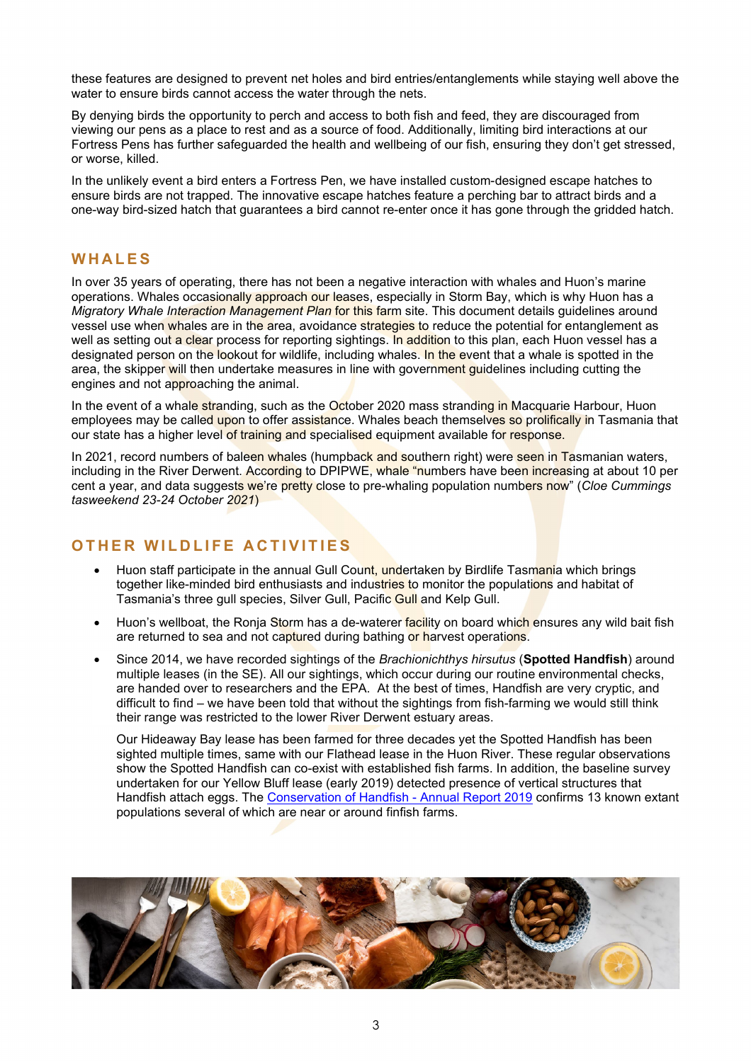these features are designed to prevent net holes and bird entries/entanglements while staying well above the water to ensure birds cannot access the water through the nets.

By denying birds the opportunity to perch and access to both fish and feed, they are discouraged from viewing our pens as a place to rest and as a source of food. Additionally, limiting bird interactions at our Fortress Pens has further safeguarded the health and wellbeing of our fish, ensuring they don't get stressed, or worse, killed.

In the unlikely event a bird enters a Fortress Pen, we have installed custom-designed escape hatches to ensure birds are not trapped. The innovative escape hatches feature a perching bar to attract birds and a one-way bird-sized hatch that guarantees a bird cannot re-enter once it has gone through the gridded hatch.

## WHALES

In over 35 years of operating, there has not been a negative interaction with whales and Huon's marine operations. Whales occasionally approach our leases, especially in Storm Bay, which is why Huon has a *Migratory Whale Interaction Management Plan* for this farm site. This document details guidelines around vessel use when whales are in the area, avoidance strategies to reduce the potential for entanglement as well as setting out a clear process for reporting sightings. In addition to this plan, each Huon vessel has a designated person on the lookout for wildlife, including whales. In the event that a whale is spotted in the area, the skipper will then undertake measures in line with government guidelines including cutting the engines and not approaching the animal.

In the event of a whale stranding, such as the October 2020 mass stranding in Macquarie Harbour, Huon employees may be called upon to offer assistance. Whales beach themselves so prolifically in Tasmania that our state has a higher level of training and specialised equipment available for response.

In 2021, record numbers of baleen whales (humpback and southern right) were seen in Tasmanian waters, including in the River Derwent. According to DPIPWE, whale "numbers have been increasing at about 10 per cent a year, and data suggests we're pretty close to pre-whaling population numbers now" (*Cloe Cummings tasweekend 23-24 October 2021*)

## OTHER WILDLIFE ACTIVITIES

- Huon staff participate in the annual Gull Count, undertaken by Birdlife Tasmania which brings together like-minded bird enthusiasts and industries to monitor the populations and habitat of Tasmania's three gull species, Silver Gull, Pacific Gull and Kelp Gull.
- Huon's wellboat, the Ronja Storm has a de-waterer facility on board which ensures any wild bait fish are returned to sea and not captured during bathing or harvest operations.
- Since 2014, we have recorded sightings of the *Brachionichthys hirsutus* (**Spotted Handfish**) around multiple leases (in the SE). All our sightings, which occur during our routine environmental checks, are handed over to researchers and the EPA. At the best of times, Handfish are very cryptic, and difficult to find – we have been told that without the sightings from fish-farming we would still think their range was restricted to the lower River Derwent estuary areas.

  Our Hideaway Bay lease has been farmed for three decades yet the Spotted Handfish has been sighted multiple times, same with our Flathead lease in the Huon River. These regular observations show the Spotted Handfish can co-exist with established fish farms. In addition, the baseline survey undertaken for our Yellow Bluff lease (early 2019) detected presence of vertical structures that Handfish attach eggs. The Conservation of Handfish - Annual Report 2019 confirms 13 known extant populations several of which are near or around finfish farms.